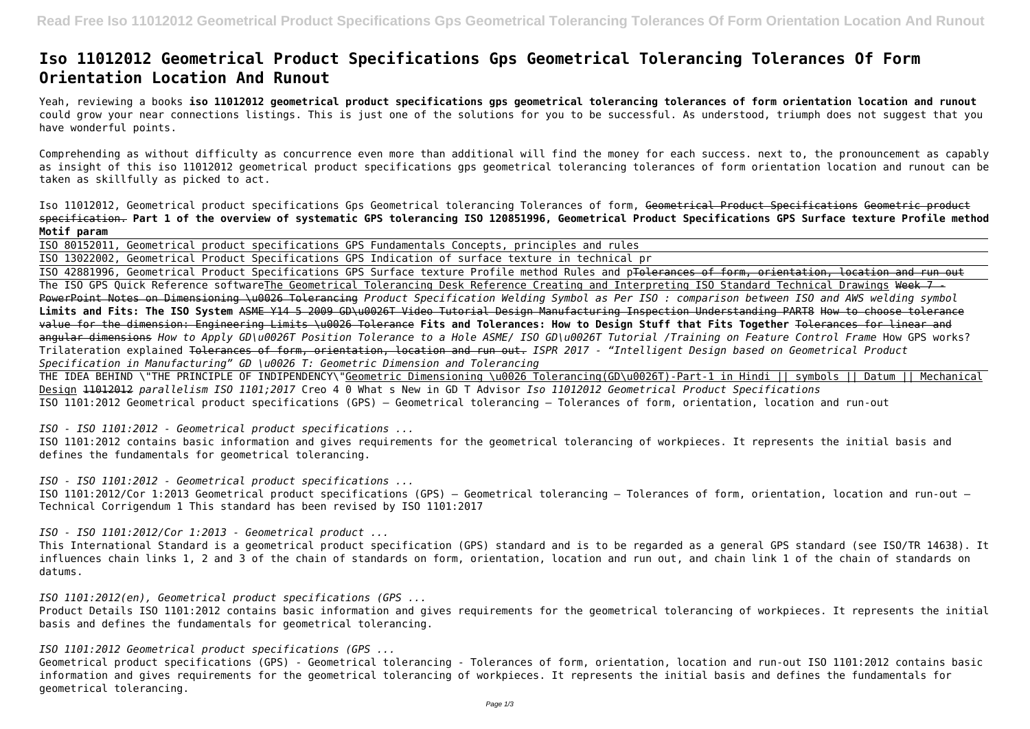# Iso 11012012 Geometrical Product Specifications Gps Geometrical Tolerancing Tolerances Of Form Orientation Location And Runout

Yeah, reviewing a books **iso 11012012 geometrical product specifications gps geometrical tolerancing tolerances of form orientation location and runout** could grow your near connections listings. This is just one of the solutions for you to be successful. As understood, triumph does not suggest that you have wonderful points.

Comprehending as without difficulty as concurrence even more than additional will find the money for each success. next to, the pronouncement as capably as insight of this iso 11012012 geometrical product specifications gps geometrical tolerancing tolerances of form orientation location and runout can be taken as skillfully as picked to act.

Iso 11012012, Geometrical product specifications Gps Geometrical tolerancing Tolerances of form, ~~Geometrical Product Specifications~~ ~~Geometric product specification.~~ **Part 1 of the overview of systematic GPS tolerancing ISO 120851996, Geometrical Product Specifications GPS Surface texture Profile method Motif param**

ISO 80152011, Geometrical product specifications GPS Fundamentals Concepts, principles and rules

ISO 13022002, Geometrical Product Specifications GPS Indication of surface texture in technical pr

ISO 42881996, Geometrical Product Specifications GPS Surface texture Profile method Rules and p~~Tolerances of form, orientation, location and run out~~ The ISO GPS Quick Reference softwareThe Geometrical Tolerancing Desk Reference Creating and Interpreting ISO Standard Technical Drawings ~~Week 7 - PowerPoint Notes on Dimensioning \u0026 Tolerancing~~ *Product Specification Welding Symbol as Per ISO : comparison between ISO and AWS welding symbol* **Limits and Fits: The ISO System** ~~ASME Y14 5 2009 GD\u0026T Video Tutorial Design Manufacturing Inspection Understanding PART8~~ ~~How to choose tolerance value for the dimension: Engineering Limits \u0026 Tolerance~~ **Fits and Tolerances: How to Design Stuff that Fits Together** ~~Tolerances for linear and angular dimensions~~ *How to Apply GD\u0026T Position Tolerance to a Hole ASME/ ISO GD\u0026T Tutorial /Training on Feature Control Frame* How GPS works? Trilateration explained ~~Tolerances of form, orientation, location and run out.~~ *ISPR 2017 - "Intelligent Design based on Geometrical Product Specification in Manufacturing" GD \u0026 T: Geometric Dimension and Tolerancing*

THE IDEA BEHIND \"THE PRINCIPLE OF INDIPENDENCY\"Geometric Dimensioning \u0026 Tolerancing(GD\u0026T)-Part-1 in Hindi || symbols || Datum || Mechanical Design ~~11012012~~ *parallelism ISO 1101;2017* Creo 4 0 What s New in GD T Advisor *Iso 11012012 Geometrical Product Specifications*
ISO 1101:2012 Geometrical product specifications (GPS) — Geometrical tolerancing — Tolerances of form, orientation, location and run-out

*ISO - ISO 1101:2012 - Geometrical product specifications ...*
ISO 1101:2012 contains basic information and gives requirements for the geometrical tolerancing of workpieces. It represents the initial basis and defines the fundamentals for geometrical tolerancing.

*ISO - ISO 1101:2012 - Geometrical product specifications ...*
ISO 1101:2012/Cor 1:2013 Geometrical product specifications (GPS) — Geometrical tolerancing — Tolerances of form, orientation, location and run-out — Technical Corrigendum 1 This standard has been revised by ISO 1101:2017

*ISO - ISO 1101:2012/Cor 1:2013 - Geometrical product ...*
This International Standard is a geometrical product specification (GPS) standard and is to be regarded as a general GPS standard (see ISO/TR 14638). It influences chain links 1, 2 and 3 of the chain of standards on form, orientation, location and run out, and chain link 1 of the chain of standards on datums.

*ISO 1101:2012(en), Geometrical product specifications (GPS ...*
Product Details ISO 1101:2012 contains basic information and gives requirements for the geometrical tolerancing of workpieces. It represents the initial basis and defines the fundamentals for geometrical tolerancing.

*ISO 1101:2012 Geometrical product specifications (GPS ...*
Geometrical product specifications (GPS) - Geometrical tolerancing - Tolerances of form, orientation, location and run-out ISO 1101:2012 contains basic information and gives requirements for the geometrical tolerancing of workpieces. It represents the initial basis and defines the fundamentals for geometrical tolerancing.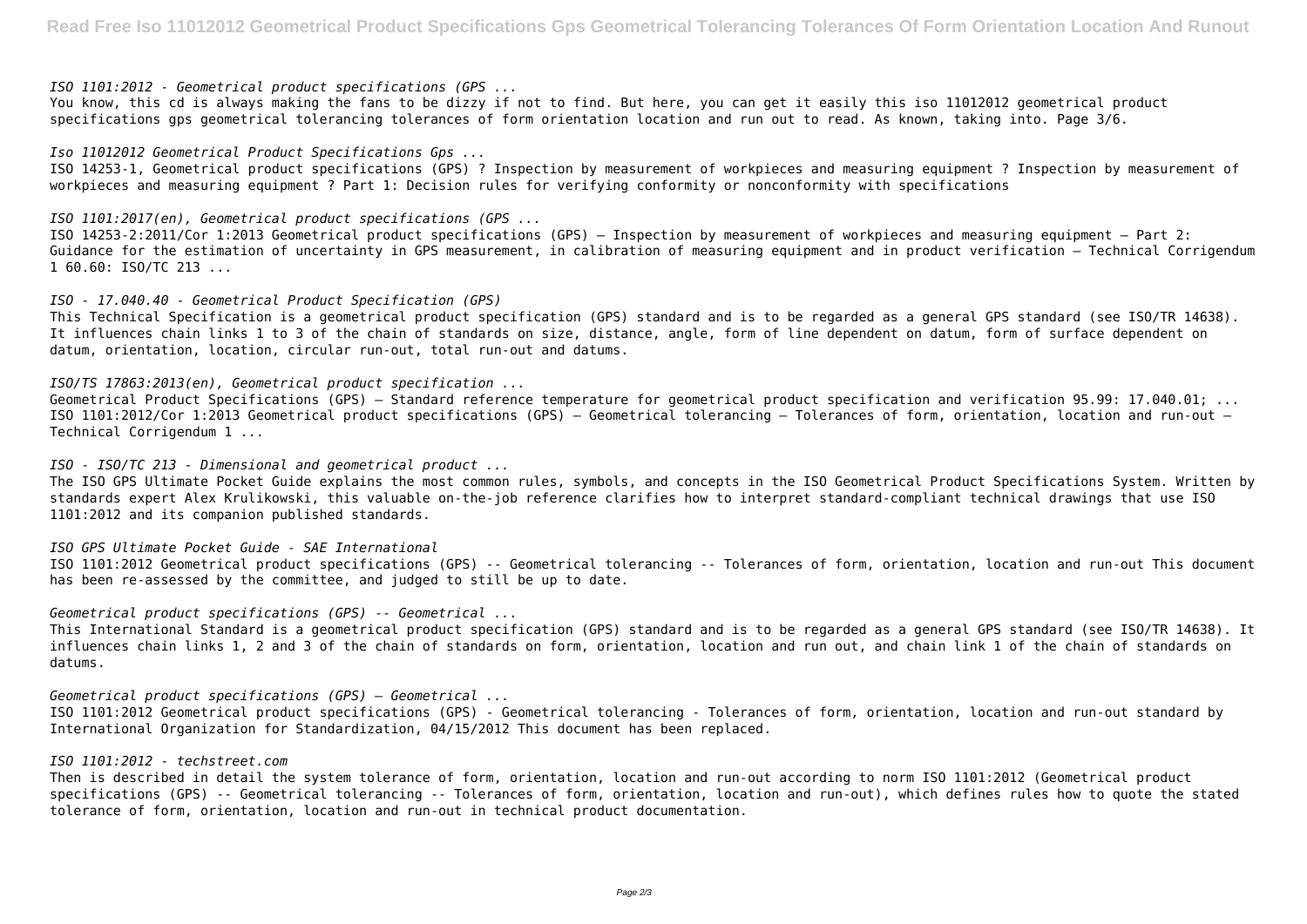*ISO 1101:2012 - Geometrical product specifications (GPS ...*

You know, this cd is always making the fans to be dizzy if not to find. But here, you can get it easily this iso 11012012 geometrical product specifications gps geometrical tolerancing tolerances of form orientation location and run out to read. As known, taking into. Page 3/6.

*Iso 11012012 Geometrical Product Specifications Gps ...*

ISO 14253-1, Geometrical product specifications (GPS) ? Inspection by measurement of workpieces and measuring equipment ? Inspection by measurement of workpieces and measuring equipment ? Part 1: Decision rules for verifying conformity or nonconformity with specifications

*ISO 1101:2017(en), Geometrical product specifications (GPS ...*

ISO 14253-2:2011/Cor 1:2013 Geometrical product specifications (GPS) — Inspection by measurement of workpieces and measuring equipment — Part 2: Guidance for the estimation of uncertainty in GPS measurement, in calibration of measuring equipment and in product verification — Technical Corrigendum 1 60.60: ISO/TC 213 ...

*ISO - 17.040.40 - Geometrical Product Specification (GPS)*

This Technical Specification is a geometrical product specification (GPS) standard and is to be regarded as a general GPS standard (see ISO/TR 14638). It influences chain links 1 to 3 of the chain of standards on size, distance, angle, form of line dependent on datum, form of surface dependent on datum, orientation, location, circular run-out, total run-out and datums.

*ISO/TS 17863:2013(en), Geometrical product specification ...*

Geometrical Product Specifications (GPS) — Standard reference temperature for geometrical product specification and verification 95.99: 17.040.01; ... ISO 1101:2012/Cor 1:2013 Geometrical product specifications (GPS) — Geometrical tolerancing — Tolerances of form, orientation, location and run-out — Technical Corrigendum 1 ...

*ISO - ISO/TC 213 - Dimensional and geometrical product ...*

The ISO GPS Ultimate Pocket Guide explains the most common rules, symbols, and concepts in the ISO Geometrical Product Specifications System. Written by standards expert Alex Krulikowski, this valuable on-the-job reference clarifies how to interpret standard-compliant technical drawings that use ISO 1101:2012 and its companion published standards.

*ISO GPS Ultimate Pocket Guide - SAE International*

ISO 1101:2012 Geometrical product specifications (GPS) -- Geometrical tolerancing -- Tolerances of form, orientation, location and run-out This document has been re-assessed by the committee, and judged to still be up to date.

*Geometrical product specifications (GPS) -- Geometrical ...*

This International Standard is a geometrical product specification (GPS) standard and is to be regarded as a general GPS standard (see ISO/TR 14638). It influences chain links 1, 2 and 3 of the chain of standards on form, orientation, location and run out, and chain link 1 of the chain of standards on datums.

*Geometrical product specifications (GPS) — Geometrical ...*

ISO 1101:2012 Geometrical product specifications (GPS) - Geometrical tolerancing - Tolerances of form, orientation, location and run-out standard by International Organization for Standardization, 04/15/2012 This document has been replaced.

*ISO 1101:2012 - techstreet.com*

Then is described in detail the system tolerance of form, orientation, location and run-out according to norm ISO 1101:2012 (Geometrical product specifications (GPS) -- Geometrical tolerancing -- Tolerances of form, orientation, location and run-out), which defines rules how to quote the stated tolerance of form, orientation, location and run-out in technical product documentation.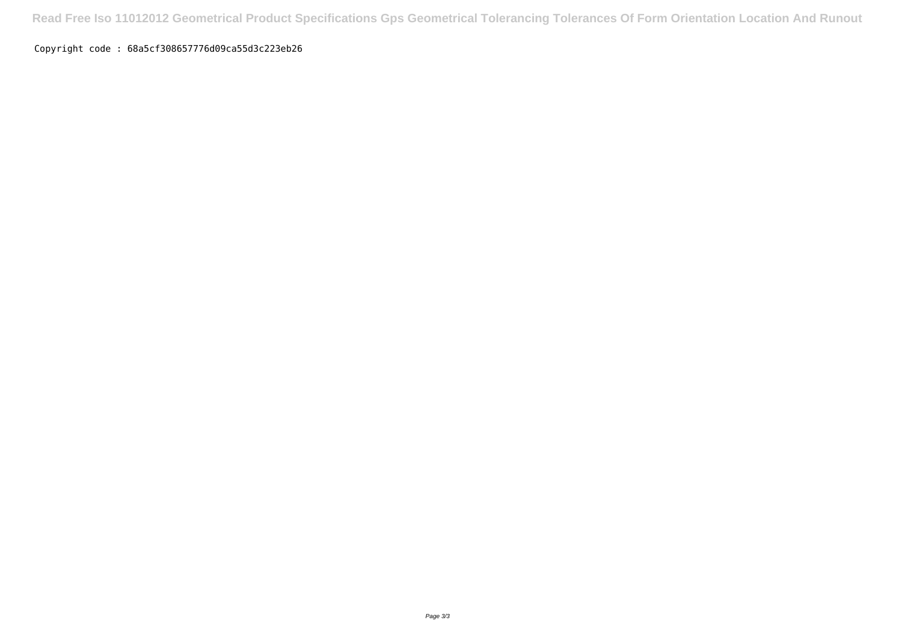Copyright code : 68a5cf308657776d09ca55d3c223eb26